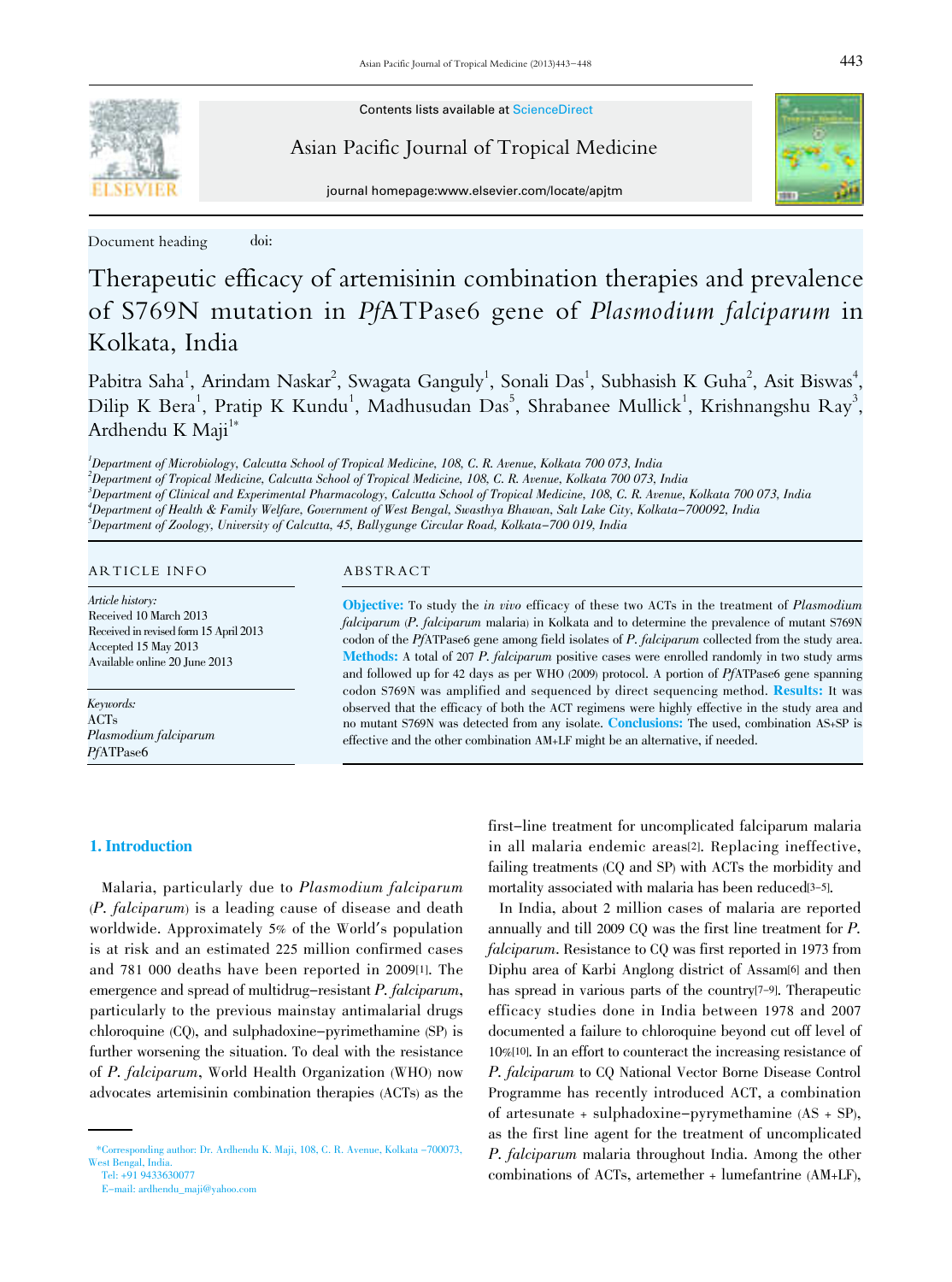Contents lists available at ScienceDirect

Asian Pacific Journal of Tropical Medicine

journal homepage:www.elsevier.com/locate/apjtm

Document heading doi:

# Therapeutic efficacy of artemisinin combination therapies and prevalence of S769N mutation in *Pf*ATPase6 gene of *Plasmodium falciparum* in Kolkata, India

Pabitra Saha[1], Arindam Naskar[2], Swagata Ganguly[1], Sonali Das[1], Subhasish K Guha[2], Asit Biswas[4], Dilip K Bera[1], Pratip K Kundu[1], Madhusudan Das[5], Shrabanee Mullick[1], Krishnangshu Ray[3], Ardhendu K Maji[1*]

[1]Department of Microbiology, Calcutta School of Tropical Medicine, 108, C. R. Avenue, Kolkata 700 073, India
[2]Department of Tropical Medicine, Calcutta School of Tropical Medicine, 108, C. R. Avenue, Kolkata 700 073, India
[3]Department of Clinical and Experimental Pharmacology, Calcutta School of Tropical Medicine, 108, C. R. Avenue, Kolkata 700 073, India
[4]Department of Health & Family Welfare, Government of West Bengal, Swasthya Bhawan, Salt Lake City, Kolkata–700092, India
[5]Department of Zoology, University of Calcutta, 45, Ballygunge Circular Road, Kolkata–700 019, India

## ARTICLE INFO

*Article history:*
Received 10 March 2013
Received in revised form 15 April 2013
Accepted 15 May 2013
Available online 20 June 2013

*Keywords:*
ACTs
*Plasmodium falciparum*
*Pf*ATPase6

## ABSTRACT

**Objective:** To study the *in vivo* efficacy of these two ACTs in the treatment of *Plasmodium falciparum* (*P. falciparum* malaria) in Kolkata and to determine the prevalence of mutant S769N codon of the *Pf*ATPase6 gene among field isolates of *P. falciparum* collected from the study area. **Methods:** A total of 207 *P. falciparum* positive cases were enrolled randomly in two study arms and followed up for 42 days as per WHO (2009) protocol. A portion of *Pf*ATPase6 gene spanning codon S769N was amplified and sequenced by direct sequencing method. **Results:** It was observed that the efficacy of both the ACT regimens were highly effective in the study area and no mutant S769N was detected from any isolate. **Conclusions:** The used, combination AS+SP is effective and the other combination AM+LF might be an alternative, if needed.

## 1. Introduction

Malaria, particularly due to *Plasmodium falciparum* (*P. falciparum*) is a leading cause of disease and death worldwide. Approximately 5% of the World's population is at risk and an estimated 225 million confirmed cases and 781 000 deaths have been reported in 2009[1]. The emergence and spread of multidrug–resistant *P. falciparum*, particularly to the previous mainstay antimalarial drugs chloroquine (CQ), and sulphadoxine–pyrimethamine (SP) is further worsening the situation. To deal with the resistance of *P. falciparum*, World Health Organization (WHO) now advocates artemisinin combination therapies (ACTs) as the first–line treatment for uncomplicated falciparum malaria in all malaria endemic areas[2]. Replacing ineffective, failing treatments (CQ and SP) with ACTs the morbidity and mortality associated with malaria has been reduced[3–5].

In India, about 2 million cases of malaria are reported annually and till 2009 CQ was the first line treatment for *P. falciparum*. Resistance to CQ was first reported in 1973 from Diphu area of Karbi Anglong district of Assam[6] and then has spread in various parts of the country[7–9]. Therapeutic efficacy studies done in India between 1978 and 2007 documented a failure to chloroquine beyond cut off level of 10%[10]. In an effort to counteract the increasing resistance of *P. falciparum* to CQ National Vector Borne Disease Control Programme has recently introduced ACT, a combination of artesunate + sulphadoxine–pyrymethamine (AS + SP), as the first line agent for the treatment of uncomplicated *P. falciparum* malaria throughout India. Among the other combinations of ACTs, artemether + lumefantrine (AM+LF),

*Corresponding author: Dr. Ardhendu K. Maji, 108, C. R. Avenue, Kolkata –700073, West Bengal, India.
Tel: +91 9433630077
E–mail: ardhendu_maji@yahoo.com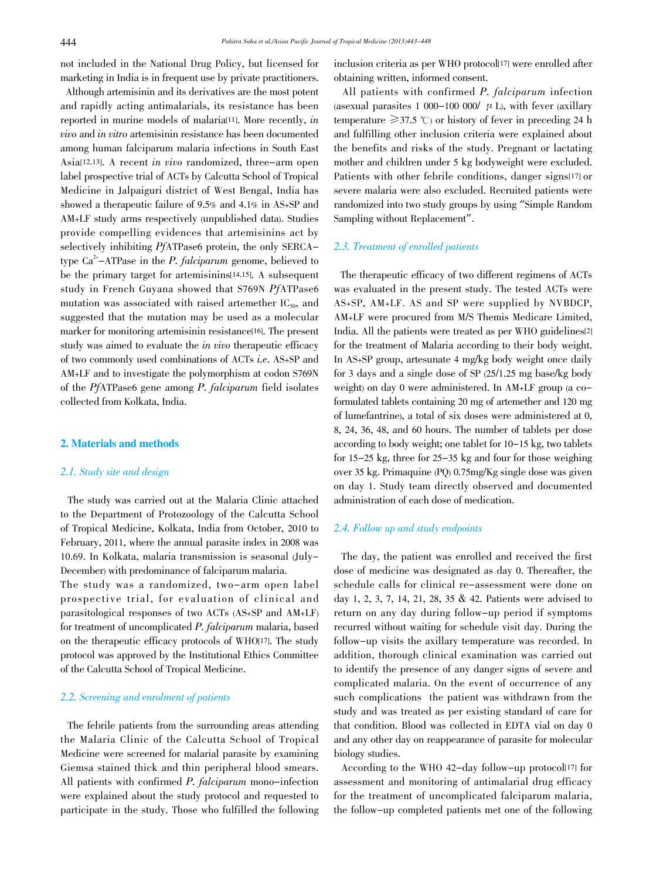not included in the National Drug Policy, but licensed for marketing in India is in frequent use by private practitioners.

Although artemisinin and its derivatives are the most potent and rapidly acting antimalarials, its resistance has been reported in murine models of malaria[11]. More recently, *in vivo* and *in vitro* artemisinin resistance has been documented among human falciparum malaria infections in South East Asia[12,13]. A recent *in vivo* randomized, three-arm open label prospective trial of ACTs by Calcutta School of Tropical Medicine in Jalpaiguri district of West Bengal, India has showed a therapeutic failure of 9.5% and 4.1% in AS+SP and AM+LF study arms respectively (unpublished data). Studies provide compelling evidences that artemisinins act by selectively inhibiting *Pf*ATPase6 protein, the only SERCA-type $Ca^{2+}$-ATPase in the *P. falciparum* genome, believed to be the primary target for artemisinins[14,15]. A subsequent study in French Guyana showed that S769N *Pf*ATPase6 mutation was associated with raised artemether $IC_{50}$, and suggested that the mutation may be used as a molecular marker for monitoring artemisinin resistance[16]. The present study was aimed to evaluate the *in vivo* therapeutic efficacy of two commonly used combinations of ACTs *i.e.* AS+SP and AM+LF and to investigate the polymorphism at codon S769N of the *Pf*ATPase6 gene among *P. falciparum* field isolates collected from Kolkata, India.

## 2. Materials and methods

### 2.1. Study site and design

The study was carried out at the Malaria Clinic attached to the Department of Protozoology of the Calcutta School of Tropical Medicine, Kolkata, India from October, 2010 to February, 2011, where the annual parasite index in 2008 was 10.69. In Kolkata, malaria transmission is seasonal (July-December) with predominance of falciparum malaria.

The study was a randomized, two-arm open label prospective trial, for evaluation of clinical and parasitological responses of two ACTs (AS+SP and AM+LF) for treatment of uncomplicated *P. falciparum* malaria, based on the therapeutic efficacy protocols of WHO[17]. The study protocol was approved by the Institutional Ethics Committee of the Calcutta School of Tropical Medicine.

### 2.2. Screening and enrolment of patients

The febrile patients from the surrounding areas attending the Malaria Clinic of the Calcutta School of Tropical Medicine were screened for malarial parasite by examining Giemsa stained thick and thin peripheral blood smears. All patients with confirmed *P. falciparum* mono-infection were explained about the study protocol and requested to participate in the study. Those who fulfilled the following inclusion criteria as per WHO protocol[17] were enrolled after obtaining written, informed consent.

All patients with confirmed *P. falciparum* infection (asexual parasites 1 000-100 000/ μL), with fever (axillary temperature ≥37.5 ℃) or history of fever in preceding 24 h and fulfilling other inclusion criteria were explained about the benefits and risks of the study. Pregnant or lactating mother and children under 5 kg bodyweight were excluded. Patients with other febrile conditions, danger signs[17] or severe malaria were also excluded. Recruited patients were randomized into two study groups by using "Simple Random Sampling without Replacement".

### 2.3. Treatment of enrolled patients

The therapeutic efficacy of two different regimens of ACTs was evaluated in the present study. The tested ACTs were AS+SP, AM+LF. AS and SP were supplied by NVBDCP, AM+LF were procured from M/S Themis Medicare Limited, India. All the patients were treated as per WHO guidelines[2] for the treatment of Malaria according to their body weight. In AS+SP group, artesunate 4 mg/kg body weight once daily for 3 days and a single dose of SP (25/1.25 mg base/kg body weight) on day 0 were administered. In AM+LF group (a co-formulated tablets containing 20 mg of artemether and 120 mg of lumefantrine), a total of six doses were administered at 0, 8, 24, 36, 48, and 60 hours. The number of tablets per dose according to body weight; one tablet for 10-15 kg, two tablets for 15-25 kg, three for 25-35 kg and four for those weighing over 35 kg. Primaquine (PQ) 0.75mg/Kg single dose was given on day 1. Study team directly observed and documented administration of each dose of medication.

### 2.4. Follow up and study endpoints

The day, the patient was enrolled and received the first dose of medicine was designated as day 0. Thereafter, the schedule calls for clinical re-assessment were done on day 1, 2, 3, 7, 14, 21, 28, 35 & 42. Patients were advised to return on any day during follow-up period if symptoms recurred without waiting for schedule visit day. During the follow-up visits the axillary temperature was recorded. In addition, thorough clinical examination was carried out to identify the presence of any danger signs of severe and complicated malaria. On the event of occurrence of any such complications the patient was withdrawn from the study and was treated as per existing standard of care for that condition. Blood was collected in EDTA vial on day 0 and any other day on reappearance of parasite for molecular biology studies.

According to the WHO 42-day follow-up protocol[17] for assessment and monitoring of antimalarial drug efficacy for the treatment of uncomplicated falciparum malaria, the follow-up completed patients met one of the following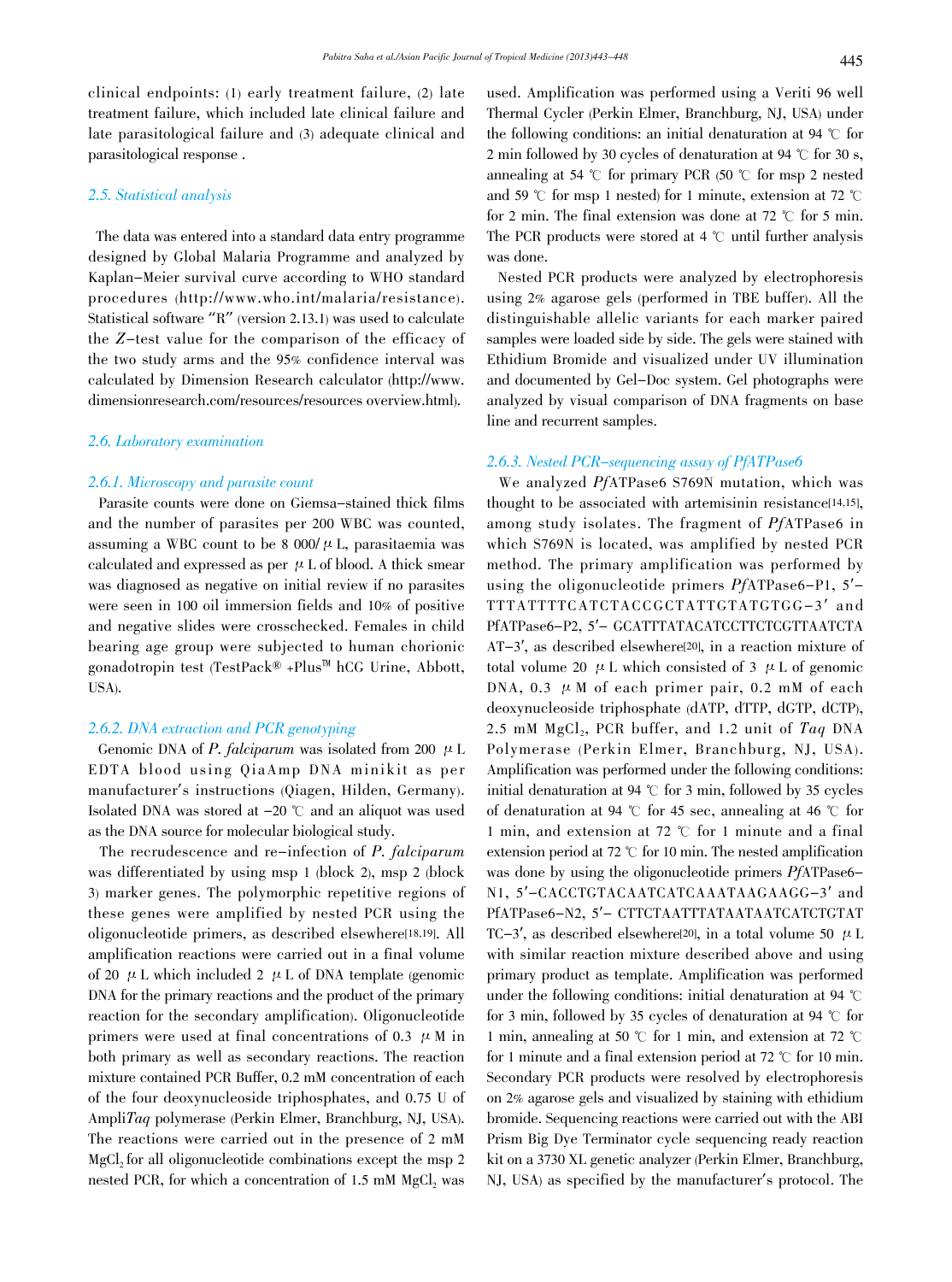clinical endpoints: (1) early treatment failure, (2) late treatment failure, which included late clinical failure and late parasitological failure and (3) adequate clinical and parasitological response .

### 2.5. Statistical analysis

The data was entered into a standard data entry programme designed by Global Malaria Programme and analyzed by Kaplan–Meier survival curve according to WHO standard procedures (http://www.who.int/malaria/resistance). Statistical software "R" (version 2.13.1) was used to calculate the Z-test value for the comparison of the efficacy of the two study arms and the 95% confidence interval was calculated by Dimension Research calculator (http://www.dimensionresearch.com/resources/resources overview.html).

### 2.6. Laboratory examination

#### 2.6.1. Microscopy and parasite count

Parasite counts were done on Giemsa-stained thick films and the number of parasites per 200 WBC was counted, assuming a WBC count to be 8 000/μL, parasitaemia was calculated and expressed as per μL of blood. A thick smear was diagnosed as negative on initial review if no parasites were seen in 100 oil immersion fields and 10% of positive and negative slides were crosschecked. Females in child bearing age group were subjected to human chorionic gonadotrophin test (TestPack® +Plus™ hCG Urine, Abbott, USA).

#### 2.6.2. DNA extraction and PCR genotyping

Genomic DNA of *P. falciparum* was isolated from 200 μL EDTA blood using QiaAmp DNA minikit as per manufacturer's instructions (Qiagen, Hilden, Germany). Isolated DNA was stored at −20 ℃ and an aliquot was used as the DNA source for molecular biological study.

The recrudescence and re-infection of *P. falciparum* was differentiated by using msp 1 (block 2), msp 2 (block 3) marker genes. The polymorphic repetitive regions of these genes were amplified by nested PCR using the oligonucleotide primers, as described elsewhere[18,19]. All amplification reactions were carried out in a final volume of 20 μL which included 2 μL of DNA template (genomic DNA for the primary reactions and the product of the primary reaction for the secondary amplification). Oligonucleotide primers were used at final concentrations of 0.3 μM in both primary as well as secondary reactions. The reaction mixture contained PCR Buffer, 0.2 mM concentration of each of the four deoxynucleoside triphosphates, and 0.75 U of Ampli*Taq* polymerase (Perkin Elmer, Branchburg, NJ, USA). The reactions were carried out in the presence of 2 mM $MgCl_2$ for all oligonucleotide combinations except the msp 2 nested PCR, for which a concentration of 1.5 mM $MgCl_2$ was used. Amplification was performed using a Veriti 96 well Thermal Cycler (Perkin Elmer, Branchburg, NJ, USA) under the following conditions: an initial denaturation at 94 ℃ for 2 min followed by 30 cycles of denaturation at 94 ℃ for 30 s, annealing at 54 ℃ for primary PCR (50 ℃ for msp 2 nested and 59 ℃ for msp 1 nested) for 1 minute, extension at 72 ℃ for 2 min. The final extension was done at 72 ℃ for 5 min. The PCR products were stored at 4 ℃ until further analysis was done.

Nested PCR products were analyzed by electrophoresis using 2% agarose gels (performed in TBE buffer). All the distinguishable allelic variants for each marker paired samples were loaded side by side. The gels were stained with Ethidium Bromide and visualized under UV illumination and documented by Gel-Doc system. Gel photographs were analyzed by visual comparison of DNA fragments on base line and recurrent samples.

#### 2.6.3. Nested PCR-sequencing assay of *Pf*ATPase6

We analyzed *Pf*ATPase6 S769N mutation, which was thought to be associated with artemisinin resistance[14,15], among study isolates. The fragment of *Pf*ATPase6 in which S769N is located, was amplified by nested PCR method. The primary amplification was performed by using the oligonucleotide primers *Pf*ATPase6-P1, 5′-TTTATTTTCATCTACCGCTATTGTATGTGG-3′ and PfATPase6-P2, 5′- GCATTTATACATCCTTCTCGTTAATCTAAT-3′, as described elsewhere[20], in a reaction mixture of total volume 20 μL which consisted of 3 μL of genomic DNA, 0.3 μM of each primer pair, 0.2 mM of each deoxynucleoside triphosphate (dATP, dTTP, dGTP, dCTP), 2.5 mM $MgCl_2$, PCR buffer, and 1.2 unit of *Taq* DNA Polymerase (Perkin Elmer, Branchburg, NJ, USA). Amplification was performed under the following conditions: initial denaturation at 94 ℃ for 3 min, followed by 35 cycles of denaturation at 94 ℃ for 45 sec, annealing at 46 ℃ for 1 min, and extension at 72 ℃ for 1 minute and a final extension period at 72 ℃ for 10 min. The nested amplification was done by using the oligonucleotide primers *Pf*ATPase6-N1, 5′-CACCTGTACAATCATCAAATAAGAAGG-3′ and PfATPase6-N2, 5′- CTTCTAATTTATAATAATCATCTGTATTC-3′, as described elsewhere[20], in a total volume 50 μL with similar reaction mixture described above and using primary product as template. Amplification was performed under the following conditions: initial denaturation at 94 ℃ for 3 min, followed by 35 cycles of denaturation at 94 ℃ for 1 min, annealing at 50 ℃ for 1 min, and extension at 72 ℃ for 1 minute and a final extension period at 72 ℃ for 10 min. Secondary PCR products were resolved by electrophoresis on 2% agarose gels and visualized by staining with ethidium bromide. Sequencing reactions were carried out with the ABI Prism Big Dye Terminator cycle sequencing ready reaction kit on a 3730 XL genetic analyzer (Perkin Elmer, Branchburg, NJ, USA) as specified by the manufacturer's protocol. The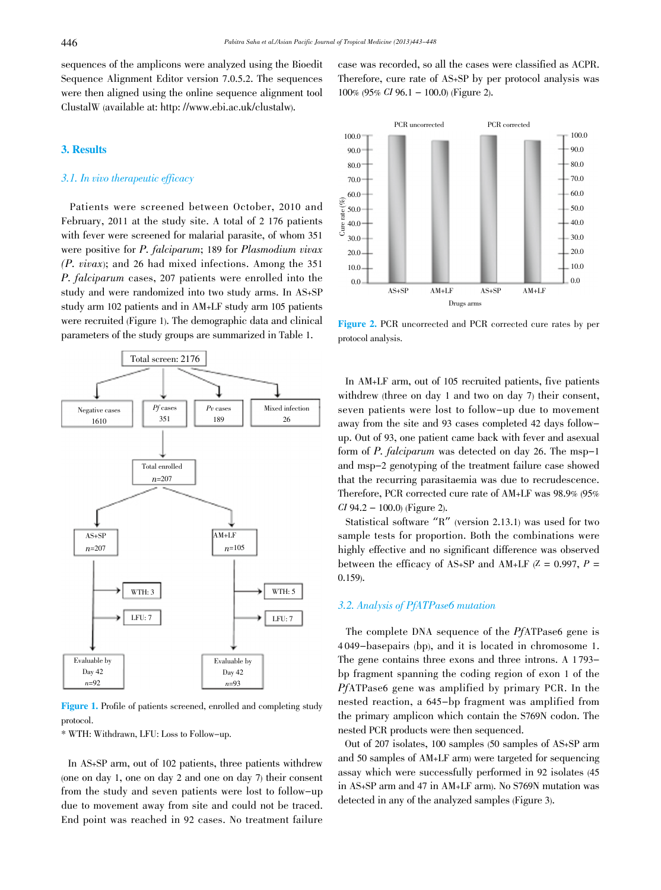sequences of the amplicons were analyzed using the Bioedit Sequence Alignment Editor version 7.0.5.2. The sequences were then aligned using the online sequence alignment tool ClustalW (available at: http: //www.ebi.ac.uk/clustalw).

## 3. Results

### 3.1. In vivo therapeutic efficacy

Patients were screened between October, 2010 and February, 2011 at the study site. A total of 2 176 patients with fever were screened for malarial parasite, of whom 351 were positive for *P. falciparum*; 189 for *Plasmodium vivax* (*P. vivax*); and 26 had mixed infections. Among the 351 *P. falciparum* cases, 207 patients were enrolled into the study and were randomized into two study arms. In AS+SP study arm 102 patients and in AM+LF study arm 105 patients were recruited (Figure 1). The demographic data and clinical parameters of the study groups are summarized in Table 1.

**Figure 1.** Profile of patients screened, enrolled and completing study protocol.

\* WTH: Withdrawn, LFU: Loss to Follow-up.

In AS+SP arm, out of 102 patients, three patients withdrew (one on day 1, one on day 2 and one on day 7) their consent from the study and seven patients were lost to follow-up due to movement away from site and could not be traced. End point was reached in 92 cases. No treatment failure case was recorded, so all the cases were classified as ACPR. Therefore, cure rate of AS+SP by per protocol analysis was 100% (95% *CI* 96.1 – 100.0) (Figure 2).

**Figure 2.** PCR uncorrected and PCR corrected cure rates by per protocol analysis.

In AM+LF arm, out of 105 recruited patients, five patients withdrew (three on day 1 and two on day 7) their consent, seven patients were lost to follow-up due to movement away from the site and 93 cases completed 42 days follow-up. Out of 93, one patient came back with fever and asexual form of *P. falciparum* was detected on day 26. The msp-1 and msp-2 genotyping of the treatment failure case showed that the recurring parasitaemia was due to recrudescence. Therefore, PCR corrected cure rate of AM+LF was 98.9% (95% *CI* 94.2 – 100.0) (Figure 2).

Statistical software "R" (version 2.13.1) was used for two sample tests for proportion. Both the combinations were highly effective and no significant difference was observed between the efficacy of AS+SP and AM+LF ($Z = 0.997$, $P = 0.159$).

### 3.2. Analysis of *Pf*ATPase6 mutation

The complete DNA sequence of the *Pf*ATPase6 gene is 4 049-basepairs (bp), and it is located in chromosome 1. The gene contains three exons and three introns. A 1 793-bp fragment spanning the coding region of exon 1 of the *Pf*ATPase6 gene was amplified by primary PCR. In the nested reaction, a 645-bp fragment was amplified from the primary amplicon which contain the S769N codon. The nested PCR products were then sequenced.

Out of 207 isolates, 100 samples (50 samples of AS+SP arm and 50 samples of AM+LF arm) were targeted for sequencing assay which were successfully performed in 92 isolates (45 in AS+SP arm and 47 in AM+LF arm). No S769N mutation was detected in any of the analyzed samples (Figure 3).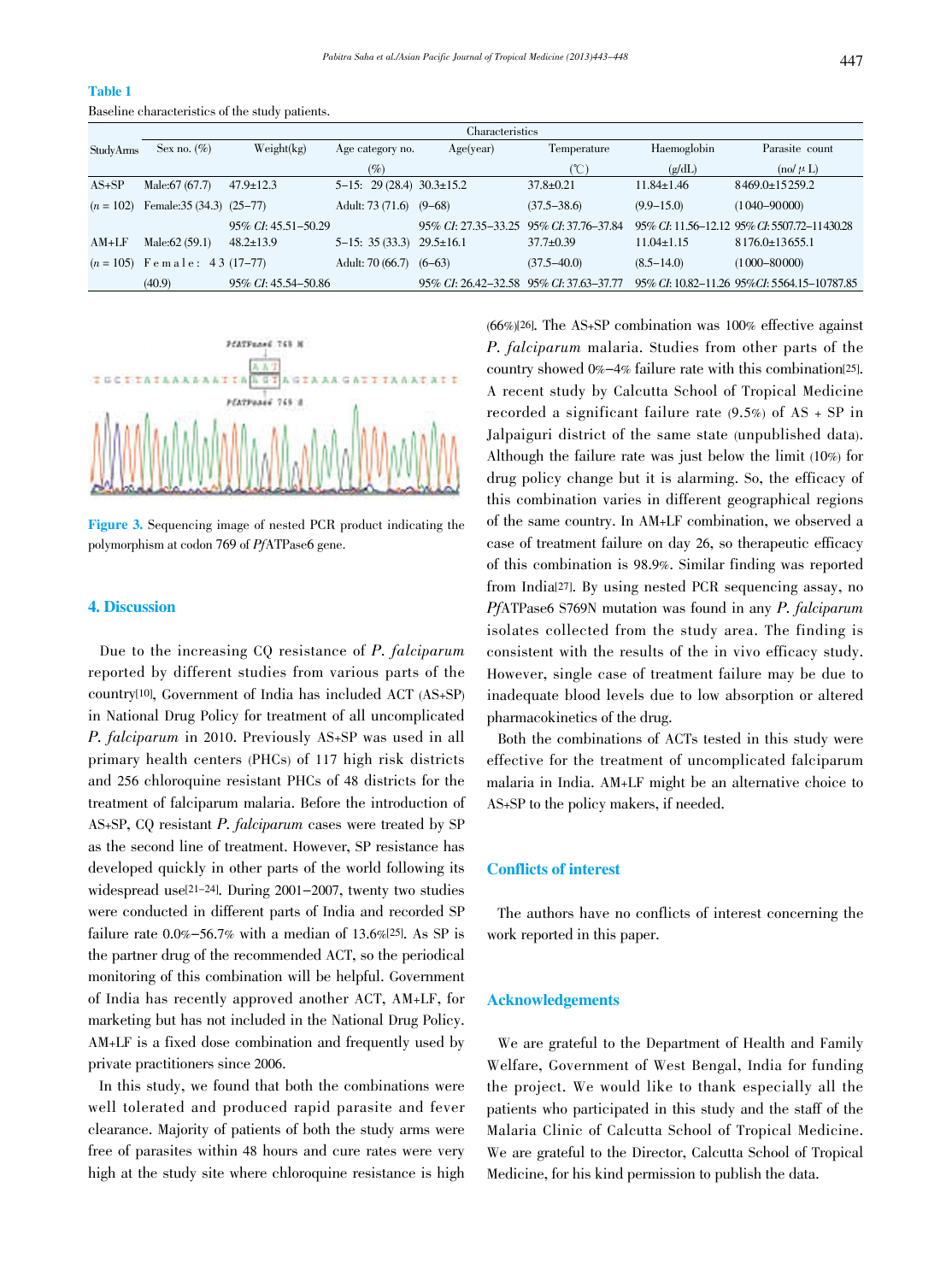**Table 1**

Baseline characteristics of the study patients.

| Study Arms | Characteristics | | | | | | |
|---|---|---|---|---|---|---|---|
| | Sex no. (%) | Weight(kg) | Age category no. (%) | Age(year) | Temperature (℃) | Haemoglobin (g/dL) | Parasite count (no/μL) |
| AS+SP | Male:67 (67.7) | 47.9±12.3 | 5–15: 29 (28.4) | 30.3±15.2 | 37.8±0.21 | 11.84±1.46 | 8469.0±15259.2 |
| (*n* = 102) | Female:35 (34.3) | (25–77) | Adult: 73 (71.6) | (9–68) | (37.5–38.6) | (9.9–15.0) | (1040–90000) |
| | | 95% *CI*: 45.51–50.29 | | 95% *CI*: 27.35–33.25 | 95% *CI*: 37.76–37.84 | 95% *CI*: 11.56–12.12 | 95% *CI*: 5507.72–11430.28 |
| AM+LF | Male:62 (59.1) | 48.2±13.9 | 5–15: 35 (33.3) | 29.5±16.1 | 37.7±0.39 | 11.04±1.15 | 8176.0±13655.1 |
| (*n* = 105) | Female: 43 (40.9) | (17–77) | Adult: 70 (66.7) | (6–63) | (37.5–40.0) | (8.5–14.0) | (1000–80000) |
| | | 95% *CI*: 45.54–50.86 | | 95% *CI*: 26.42–32.58 | 95% *CI*: 37.63–37.77 | 95% *CI*: 10.82–11.26 | 95% *CI*: 5564.15–10787.85 |

**Figure 3.** Sequencing image of nested PCR product indicating the polymorphism at codon 769 of *Pf*ATPase6 gene.

## 4. Discussion

Due to the increasing CQ resistance of *P. falciparum* reported by different studies from various parts of the country[10], Government of India has included ACT (AS+SP) in National Drug Policy for treatment of all uncomplicated *P. falciparum* in 2010. Previously AS+SP was used in all primary health centers (PHCs) of 117 high risk districts and 256 chloroquine resistant PHCs of 48 districts for the treatment of falciparum malaria. Before the introduction of AS+SP, CQ resistant *P. falciparum* cases were treated by SP as the second line of treatment. However, SP resistance has developed quickly in other parts of the world following its widespread use[21–24]. During 2001–2007, twenty two studies were conducted in different parts of India and recorded SP failure rate 0.0%–56.7% with a median of 13.6%[25]. As SP is the partner drug of the recommended ACT, so the periodical monitoring of this combination will be helpful. Government of India has recently approved another ACT, AM+LF, for marketing but has not included in the National Drug Policy. AM+LF is a fixed dose combination and frequently used by private practitioners since 2006.

In this study, we found that both the combinations were well tolerated and produced rapid parasite and fever clearance. Majority of patients of both the study arms were free of parasites within 48 hours and cure rates were very high at the study site where chloroquine resistance is high (66%)[26]. The AS+SP combination was 100% effective against *P. falciparum* malaria. Studies from other parts of the country showed 0%–4% failure rate with this combination[25]. A recent study by Calcutta School of Tropical Medicine recorded a significant failure rate (9.5%) of AS + SP in Jalpaiguri district of the same state (unpublished data). Although the failure rate was just below the limit (10%) for drug policy change but it is alarming. So, the efficacy of this combination varies in different geographical regions of the same country. In AM+LF combination, we observed a case of treatment failure on day 26, so therapeutic efficacy of this combination is 98.9%. Similar finding was reported from India[27]. By using nested PCR sequencing assay, no *Pf*ATPase6 S769N mutation was found in any *P. falciparum* isolates collected from the study area. The finding is consistent with the results of the in vivo efficacy study. However, single case of treatment failure may be due to inadequate blood levels due to low absorption or altered pharmacokinetics of the drug.

Both the combinations of ACTs tested in this study were effective for the treatment of uncomplicated falciparum malaria in India. AM+LF might be an alternative choice to AS+SP to the policy makers, if needed.

## Conflicts of interest

The authors have no conflicts of interest concerning the work reported in this paper.

## Acknowledgements

We are grateful to the Department of Health and Family Welfare, Government of West Bengal, India for funding the project. We would like to thank especially all the patients who participated in this study and the staff of the Malaria Clinic of Calcutta School of Tropical Medicine. We are grateful to the Director, Calcutta School of Tropical Medicine, for his kind permission to publish the data.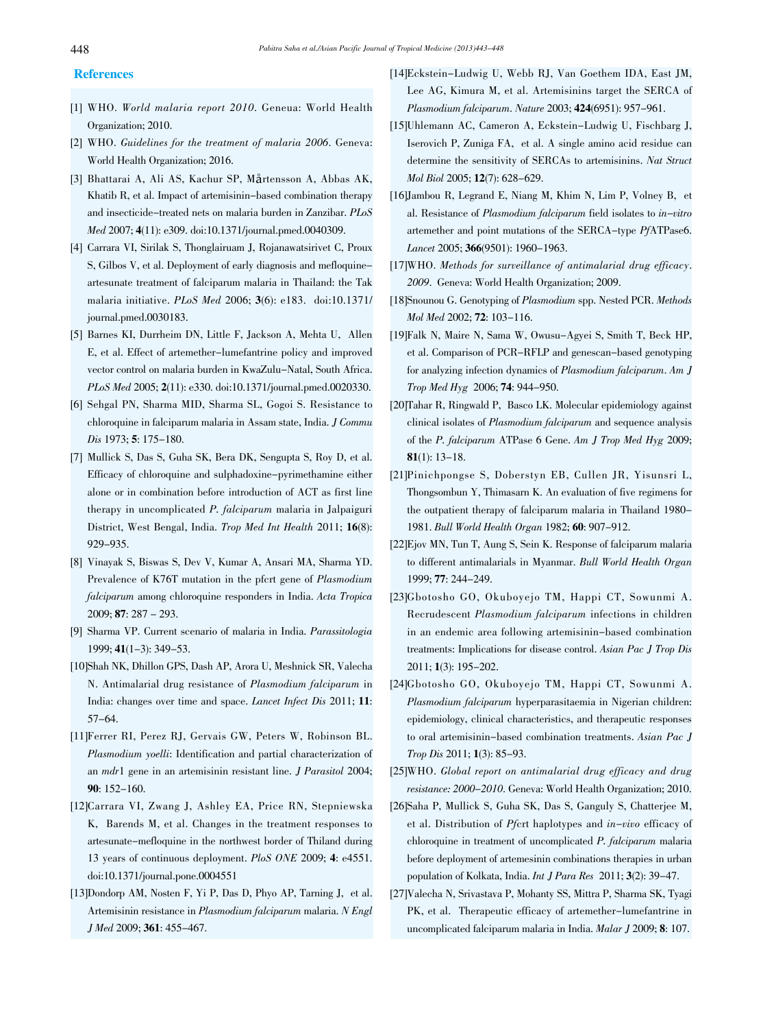## References

[1] WHO. *World malaria report 2010*. Geneua: World Health Organization; 2010.

[2] WHO. *Guidelines for the treatment of malaria 2006*. Geneva: World Health Organization; 2016.

[3] Bhattarai A, Ali AS, Kachur SP, Mårtensson A, Abbas AK, Khatib R, et al. Impact of artemisinin-based combination therapy and insecticide-treated nets on malaria burden in Zanzibar. *PLoS Med* 2007; **4**(11): e309. doi:10.1371/journal.pmed.0040309.

[4] Carrara VI, Sirilak S, Thonglairuam J, Rojanawatsirivet C, Proux S, Gilbos V, et al. Deployment of early diagnosis and mefloquine-artesunate treatment of falciparum malaria in Thailand: the Tak malaria initiative. *PLoS Med* 2006; **3**(6): e183. doi:10.1371/journal.pmed.0030183.

[5] Barnes KI, Durrheim DN, Little F, Jackson A, Mehta U, Allen E, et al. Effect of artemether-lumefantrine policy and improved vector control on malaria burden in KwaZulu-Natal, South Africa. *PLoS Med* 2005; **2**(11): e330. doi:10.1371/journal.pmed.0020330.

[6] Sehgal PN, Sharma MID, Sharma SL, Gogoi S. Resistance to chloroquine in falciparum malaria in Assam state, India. *J Commu Dis* 1973; **5**: 175-180.

[7] Mullick S, Das S, Guha SK, Bera DK, Sengupta S, Roy D, et al. Efficacy of chloroquine and sulphadoxine-pyrimethamine either alone or in combination before introduction of ACT as first line therapy in uncomplicated *P. falciparum* malaria in Jalpaiguri District, West Bengal, India. *Trop Med Int Health* 2011; **16**(8): 929-935.

[8] Vinayak S, Biswas S, Dev V, Kumar A, Ansari MA, Sharma YD. Prevalence of K76T mutation in the pfcrt gene of *Plasmodium falciparum* among chloroquine responders in India. *Acta Tropica* 2009; **87**: 287 – 293.

[9] Sharma VP. Current scenario of malaria in India. *Parassitologia* 1999; **41**(1-3): 349-53.

[10] Shah NK, Dhillon GPS, Dash AP, Arora U, Meshnick SR, Valecha N. Antimalarial drug resistance of *Plasmodium falciparum* in India: changes over time and space. *Lancet Infect Dis* 2011; **11**: 57-64.

[11] Ferrer RI, Perez RJ, Gervais GW, Peters W, Robinson BL. *Plasmodium yoelli*: Identification and partial characterization of an *mdr*1 gene in an artemisinin resistant line. *J Parasitol* 2004; **90**: 152-160.

[12] Carrara VI, Zwang J, Ashley EA, Price RN, Stepniewska K, Barends M, et al. Changes in the treatment responses to artesunate-mefloquine in the northwest border of Thiland during 13 years of continuous deployment. *PloS ONE* 2009; **4**: e4551. doi:10.1371/journal.pone.0004551

[13] Dondorp AM, Nosten F, Yi P, Das D, Phyo AP, Tarning J, et al. Artemisinin resistance in *Plasmodium falciparum* malaria. *N Engl J Med* 2009; **361**: 455-467.

[14] Eckstein-Ludwig U, Webb RJ, Van Goethem IDA, East JM, Lee AG, Kimura M, et al. Artemisinins target the SERCA of *Plasmodium falciparum*. *Nature* 2003; **424**(6951): 957-961.

[15] Uhlemann AC, Cameron A, Eckstein-Ludwig U, Fischbarg J, Iserovich P, Zuniga FA, et al. A single amino acid residue can determine the sensitivity of SERCAs to artemisinins. *Nat Struct Mol Biol* 2005; **12**(7): 628-629.

[16] Jambou R, Legrand E, Niang M, Khim N, Lim P, Volney B, et al. Resistance of *Plasmodium falciparum* field isolates to *in-vitro* artemether and point mutations of the SERCA-type *Pf*ATPase6. *Lancet* 2005; **366**(9501): 1960-1963.

[17] WHO. *Methods for surveillance of antimalarial drug efficacy. 2009*. Geneva: World Health Organization; 2009.

[18] Snounou G. Genotyping of *Plasmodium* spp. Nested PCR. *Methods Mol Med* 2002; **72**: 103-116.

[19] Falk N, Maire N, Sama W, Owusu-Agyei S, Smith T, Beck HP, et al. Comparison of PCR-RFLP and genescan-based genotyping for analyzing infection dynamics of *Plasmodium falciparum*. *Am J Trop Med Hyg* 2006; **74**: 944-950.

[20] Tahar R, Ringwald P, Basco LK. Molecular epidemiology against clinical isolates of *Plasmodium falciparum* and sequence analysis of the *P. falciparum* ATPase 6 Gene. *Am J Trop Med Hyg* 2009; **81**(1): 13-18.

[21] Pinichpongse S, Doberstyn EB, Cullen JR, Yisunsri L, Thongsombun Y, Thimasarn K. An evaluation of five regimens for the outpatient therapy of falciparum malaria in Thailand 1980-1981. *Bull World Health Organ* 1982; **60**: 907-912.

[22] Ejov MN, Tun T, Aung S, Sein K. Response of falciparum malaria to different antimalarials in Myanmar. *Bull World Health Organ* 1999; **77**: 244-249.

[23] Gbotosho GO, Okuboyejo TM, Happi CT, Sowunmi A. Recrudescent *Plasmodium falciparum* infections in children in an endemic area following artemisinin-based combination treatments: Implications for disease control. *Asian Pac J Trop Dis* 2011; **1**(3): 195-202.

[24] Gbotosho GO, Okuboyejo TM, Happi CT, Sowunmi A. *Plasmodium falciparum* hyperparasitaemia in Nigerian children: epidemiology, clinical characteristics, and therapeutic responses to oral artemisinin-based combination treatments. *Asian Pac J Trop Dis* 2011; **1**(3): 85-93.

[25] WHO. *Global report on antimalarial drug efficacy and drug resistance: 2000-2010*. Geneva: World Health Organization; 2010.

[26] Saha P, Mullick S, Guha SK, Das S, Ganguly S, Chatterjee M, et al. Distribution of *Pf*crt haplotypes and *in-vivo* efficacy of chloroquine in treatment of uncomplicated *P. falciparum* malaria before deployment of artemesinin combinations therapies in urban population of Kolkata, India. *Int J Para Res* 2011; **3**(2): 39-47.

[27] Valecha N, Srivastava P, Mohanty SS, Mittra P, Sharma SK, Tyagi PK, et al. Therapeutic efficacy of artemether-lumefantrine in uncomplicated falciparum malaria in India. *Malar J* 2009; **8**: 107.